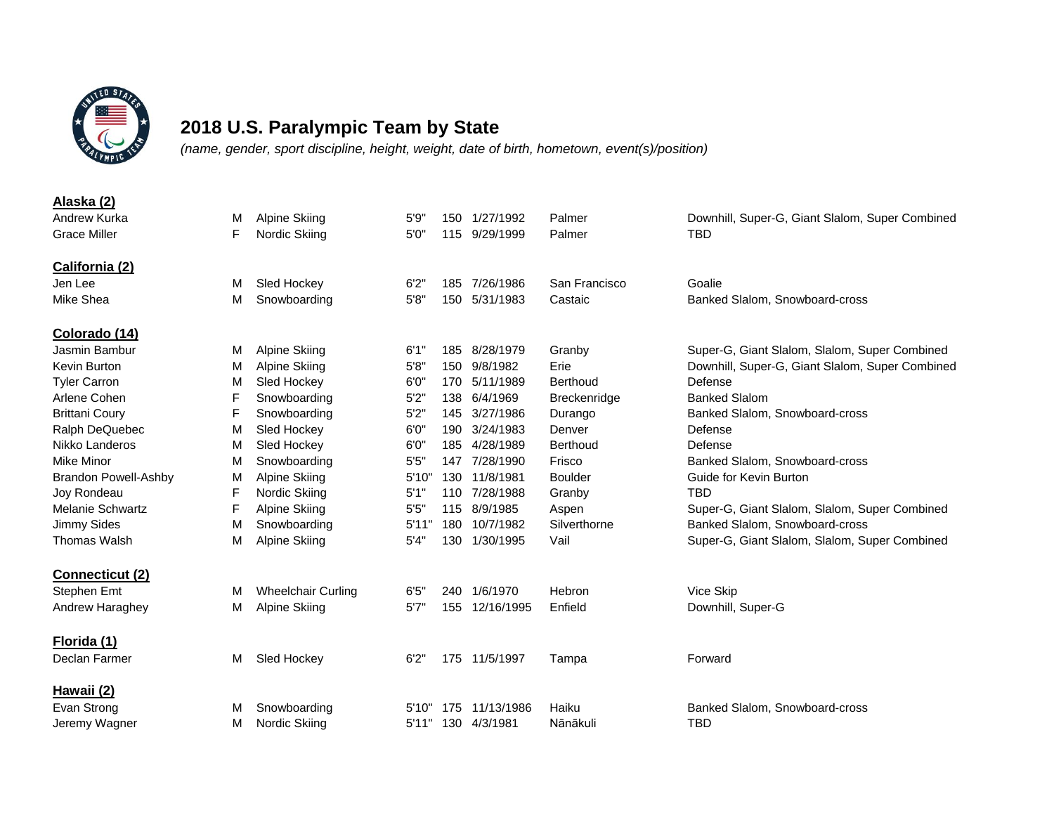# 2018 U.S. Paralympic Team by State

*(name, gender, sport discipline, height, weight, date of birth, hometown, event(s)/position)*

## Alaska (2)

| | | | | | | | |
|---|---|---|---|---|---|---|---|
| Andrew Kurka | M | Alpine Skiing | 5'9" | 150 | 1/27/1992 | Palmer | Downhill, Super-G, Giant Slalom, Super Combined |
| Grace Miller | F | Nordic Skiing | 5'0" | 115 | 9/29/1999 | Palmer | TBD |

## California (2)

| | | | | | | | |
|---|---|---|---|---|---|---|---|
| Jen Lee | M | Sled Hockey | 6'2" | 185 | 7/26/1986 | San Francisco | Goalie |
| Mike Shea | M | Snowboarding | 5'8" | 150 | 5/31/1983 | Castaic | Banked Slalom, Snowboard-cross |

## Colorado (14)

| | | | | | | | |
|---|---|---|---|---|---|---|---|
| Jasmin Bambur | M | Alpine Skiing | 6'1" | 185 | 8/28/1979 | Granby | Super-G, Giant Slalom, Slalom, Super Combined |
| Kevin Burton | M | Alpine Skiing | 5'8" | 150 | 9/8/1982 | Erie | Downhill, Super-G, Giant Slalom, Super Combined |
| Tyler Carron | M | Sled Hockey | 6'0" | 170 | 5/11/1989 | Berthoud | Defense |
| Arlene Cohen | F | Snowboarding | 5'2" | 138 | 6/4/1969 | Breckenridge | Banked Slalom |
| Brittani Coury | F | Snowboarding | 5'2" | 145 | 3/27/1986 | Durango | Banked Slalom, Snowboard-cross |
| Ralph DeQuebec | M | Sled Hockey | 6'0" | 190 | 3/24/1983 | Denver | Defense |
| Nikko Landeros | M | Sled Hockey | 6'0" | 185 | 4/28/1989 | Berthoud | Defense |
| Mike Minor | M | Snowboarding | 5'5" | 147 | 7/28/1990 | Frisco | Banked Slalom, Snowboard-cross |
| Brandon Powell-Ashby | M | Alpine Skiing | 5'10" | 130 | 11/8/1981 | Boulder | Guide for Kevin Burton |
| Joy Rondeau | F | Nordic Skiing | 5'1" | 110 | 7/28/1988 | Granby | TBD |
| Melanie Schwartz | F | Alpine Skiing | 5'5" | 115 | 8/9/1985 | Aspen | Super-G, Giant Slalom, Slalom, Super Combined |
| Jimmy Sides | M | Snowboarding | 5'11" | 180 | 10/7/1982 | Silverthorne | Banked Slalom, Snowboard-cross |
| Thomas Walsh | M | Alpine Skiing | 5'4" | 130 | 1/30/1995 | Vail | Super-G, Giant Slalom, Slalom, Super Combined |

## Connecticut (2)

| | | | | | | | |
|---|---|---|---|---|---|---|---|
| Stephen Emt | M | Wheelchair Curling | 6'5" | 240 | 1/6/1970 | Hebron | Vice Skip |
| Andrew Haraghey | M | Alpine Skiing | 5'7" | 155 | 12/16/1995 | Enfield | Downhill, Super-G |

## Florida (1)

| | | | | | | | |
|---|---|---|---|---|---|---|---|
| Declan Farmer | M | Sled Hockey | 6'2" | 175 | 11/5/1997 | Tampa | Forward |

## Hawaii (2)

| | | | | | | | |
|---|---|---|---|---|---|---|---|
| Evan Strong | M | Snowboarding | 5'10" | 175 | 11/13/1986 | Haiku | Banked Slalom, Snowboard-cross |
| Jeremy Wagner | M | Nordic Skiing | 5'11" | 130 | 4/3/1981 | Nānākuli | TBD |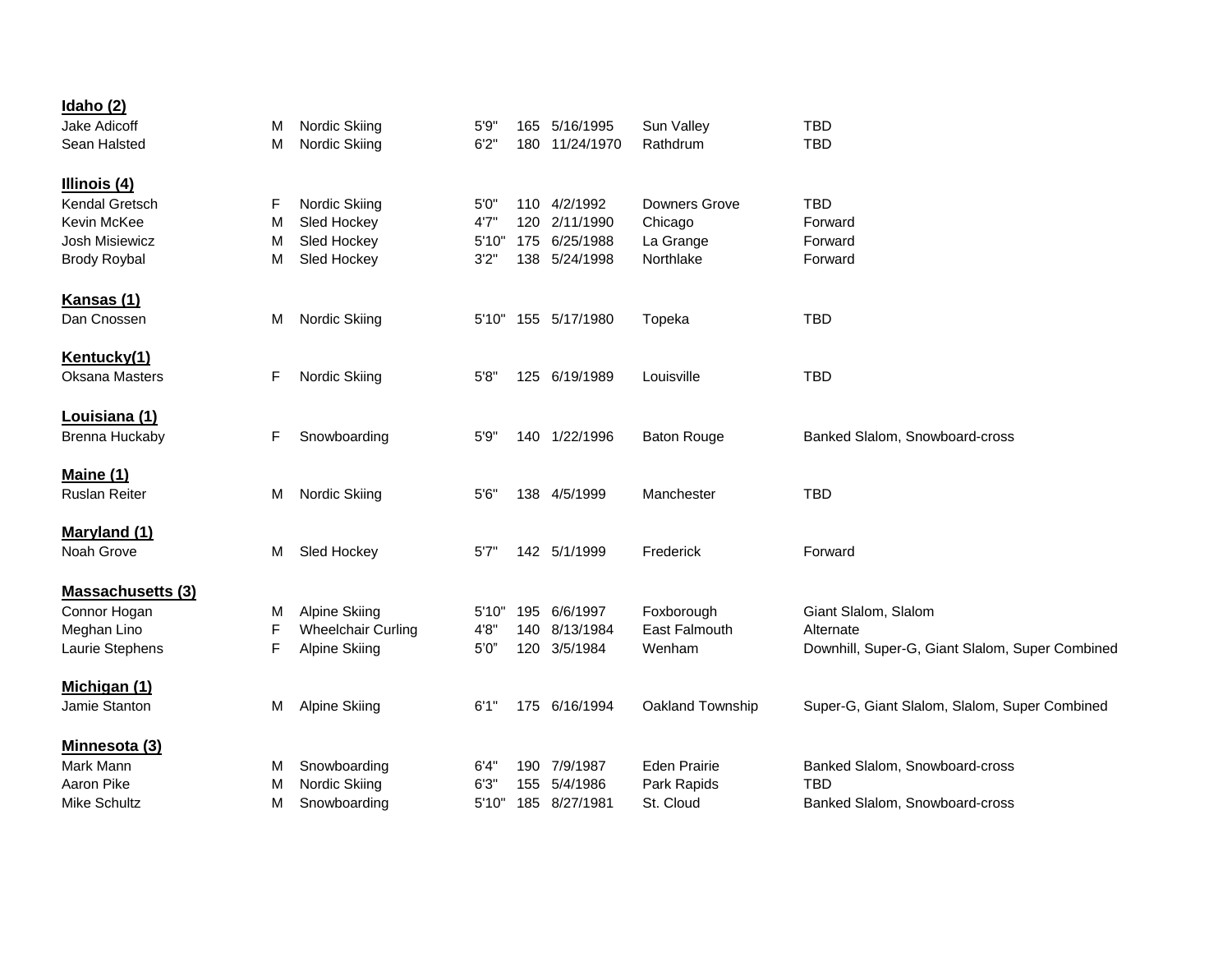**Idaho (2)**

| | | | | | | | |
|---|---|---|---|---|---|---|---|
| Jake Adicoff | M | Nordic Skiing | 5'9" | 165 | 5/16/1995 | Sun Valley | TBD |
| Sean Halsted | M | Nordic Skiing | 6'2" | 180 | 11/24/1970 | Rathdrum | TBD |

**Illinois (4)**

| | | | | | | | |
|---|---|---|---|---|---|---|---|
| Kendal Gretsch | F | Nordic Skiing | 5'0" | 110 | 4/2/1992 | Downers Grove | TBD |
| Kevin McKee | M | Sled Hockey | 4'7" | 120 | 2/11/1990 | Chicago | Forward |
| Josh Misiewicz | M | Sled Hockey | 5'10" | 175 | 6/25/1988 | La Grange | Forward |
| Brody Roybal | M | Sled Hockey | 3'2" | 138 | 5/24/1998 | Northlake | Forward |

**Kansas (1)**

| | | | | | | | |
|---|---|---|---|---|---|---|---|
| Dan Cnossen | M | Nordic Skiing | 5'10" | 155 | 5/17/1980 | Topeka | TBD |

**Kentucky(1)**

| | | | | | | | |
|---|---|---|---|---|---|---|---|
| Oksana Masters | F | Nordic Skiing | 5'8" | 125 | 6/19/1989 | Louisville | TBD |

**Louisiana (1)**

| | | | | | | | |
|---|---|---|---|---|---|---|---|
| Brenna Huckaby | F | Snowboarding | 5'9" | 140 | 1/22/1996 | Baton Rouge | Banked Slalom, Snowboard-cross |

**Maine (1)**

| | | | | | | | |
|---|---|---|---|---|---|---|---|
| Ruslan Reiter | M | Nordic Skiing | 5'6" | 138 | 4/5/1999 | Manchester | TBD |

**Maryland (1)**

| | | | | | | | |
|---|---|---|---|---|---|---|---|
| Noah Grove | M | Sled Hockey | 5'7" | 142 | 5/1/1999 | Frederick | Forward |

**Massachusetts (3)**

| | | | | | | | |
|---|---|---|---|---|---|---|---|
| Connor Hogan | M | Alpine Skiing | 5'10" | 195 | 6/6/1997 | Foxborough | Giant Slalom, Slalom |
| Meghan Lino | F | Wheelchair Curling | 4'8" | 140 | 8/13/1984 | East Falmouth | Alternate |
| Laurie Stephens | F | Alpine Skiing | 5'0" | 120 | 3/5/1984 | Wenham | Downhill, Super-G, Giant Slalom, Super Combined |

**Michigan (1)**

| | | | | | | | |
|---|---|---|---|---|---|---|---|
| Jamie Stanton | M | Alpine Skiing | 6'1" | 175 | 6/16/1994 | Oakland Township | Super-G, Giant Slalom, Slalom, Super Combined |

**Minnesota (3)**

| | | | | | | | |
|---|---|---|---|---|---|---|---|
| Mark Mann | M | Snowboarding | 6'4" | 190 | 7/9/1987 | Eden Prairie | Banked Slalom, Snowboard-cross |
| Aaron Pike | M | Nordic Skiing | 6'3" | 155 | 5/4/1986 | Park Rapids | TBD |
| Mike Schultz | M | Snowboarding | 5'10" | 185 | 8/27/1981 | St. Cloud | Banked Slalom, Snowboard-cross |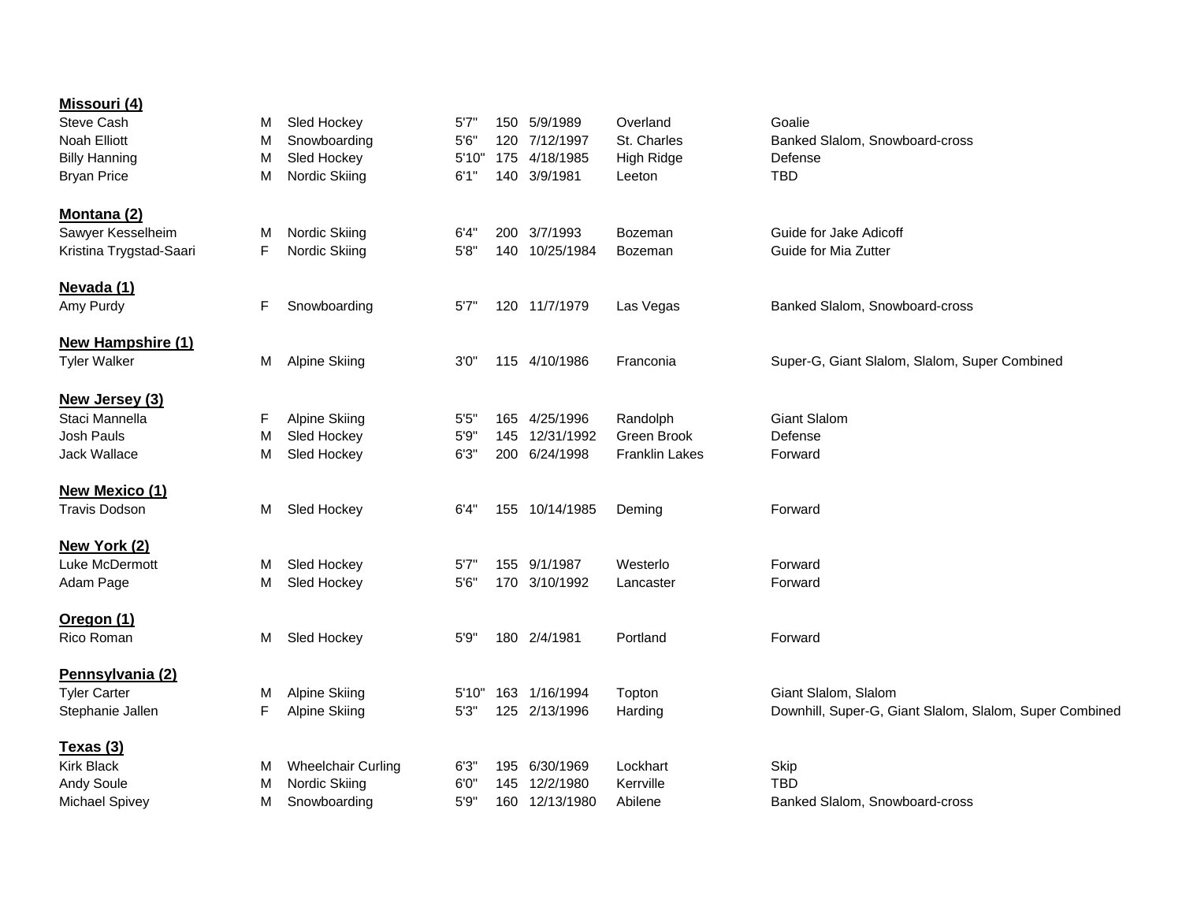**Missouri (4)**

| | | | | | | | |
|---|---|---|---|---|---|---|---|
| Steve Cash | M | Sled Hockey | 5'7" | 150 | 5/9/1989 | Overland | Goalie |
| Noah Elliott | M | Snowboarding | 5'6" | 120 | 7/12/1997 | St. Charles | Banked Slalom, Snowboard-cross |
| Billy Hanning | M | Sled Hockey | 5'10" | 175 | 4/18/1985 | High Ridge | Defense |
| Bryan Price | M | Nordic Skiing | 6'1" | 140 | 3/9/1981 | Leeton | TBD |

**Montana (2)**

| | | | | | | | |
|---|---|---|---|---|---|---|---|
| Sawyer Kesselheim | M | Nordic Skiing | 6'4" | 200 | 3/7/1993 | Bozeman | Guide for Jake Adicoff |
| Kristina Trygstad-Saari | F | Nordic Skiing | 5'8" | 140 | 10/25/1984 | Bozeman | Guide for Mia Zutter |

**Nevada (1)**

| | | | | | | | |
|---|---|---|---|---|---|---|---|
| Amy Purdy | F | Snowboarding | 5'7" | 120 | 11/7/1979 | Las Vegas | Banked Slalom, Snowboard-cross |

**New Hampshire (1)**

| | | | | | | | |
|---|---|---|---|---|---|---|---|
| Tyler Walker | M | Alpine Skiing | 3'0" | 115 | 4/10/1986 | Franconia | Super-G, Giant Slalom, Slalom, Super Combined |

**New Jersey (3)**

| | | | | | | | |
|---|---|---|---|---|---|---|---|
| Staci Mannella | F | Alpine Skiing | 5'5" | 165 | 4/25/1996 | Randolph | Giant Slalom |
| Josh Pauls | M | Sled Hockey | 5'9" | 145 | 12/31/1992 | Green Brook | Defense |
| Jack Wallace | M | Sled Hockey | 6'3" | 200 | 6/24/1998 | Franklin Lakes | Forward |

**New Mexico (1)**

| | | | | | | | |
|---|---|---|---|---|---|---|---|
| Travis Dodson | M | Sled Hockey | 6'4" | 155 | 10/14/1985 | Deming | Forward |

**New York (2)**

| | | | | | | | |
|---|---|---|---|---|---|---|---|
| Luke McDermott | M | Sled Hockey | 5'7" | 155 | 9/1/1987 | Westerlo | Forward |
| Adam Page | M | Sled Hockey | 5'6" | 170 | 3/10/1992 | Lancaster | Forward |

**Oregon (1)**

| | | | | | | | |
|---|---|---|---|---|---|---|---|
| Rico Roman | M | Sled Hockey | 5'9" | 180 | 2/4/1981 | Portland | Forward |

**Pennsylvania (2)**

| | | | | | | | |
|---|---|---|---|---|---|---|---|
| Tyler Carter | M | Alpine Skiing | 5'10" | 163 | 1/16/1994 | Topton | Giant Slalom, Slalom |
| Stephanie Jallen | F | Alpine Skiing | 5'3" | 125 | 2/13/1996 | Harding | Downhill, Super-G, Giant Slalom, Slalom, Super Combined |

**Texas (3)**

| | | | | | | | |
|---|---|---|---|---|---|---|---|
| Kirk Black | M | Wheelchair Curling | 6'3" | 195 | 6/30/1969 | Lockhart | Skip |
| Andy Soule | M | Nordic Skiing | 6'0" | 145 | 12/2/1980 | Kerrville | TBD |
| Michael Spivey | M | Snowboarding | 5'9" | 160 | 12/13/1980 | Abilene | Banked Slalom, Snowboard-cross |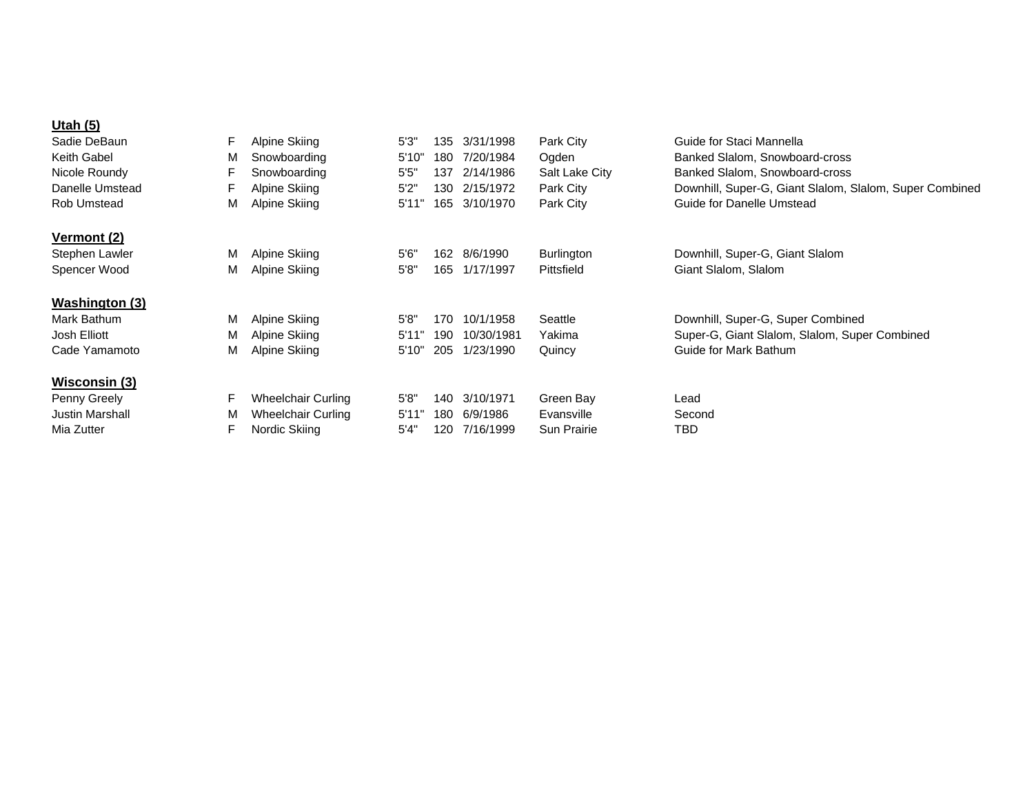**Utah (5)**

| | | | | | | | |
|---|---|---|---|---|---|---|---|
| Sadie DeBaun | F | Alpine Skiing | 5'3" | 135 | 3/31/1998 | Park City | Guide for Staci Mannella |
| Keith Gabel | M | Snowboarding | 5'10" | 180 | 7/20/1984 | Ogden | Banked Slalom, Snowboard-cross |
| Nicole Roundy | F | Snowboarding | 5'5" | 137 | 2/14/1986 | Salt Lake City | Banked Slalom, Snowboard-cross |
| Danelle Umstead | F | Alpine Skiing | 5'2" | 130 | 2/15/1972 | Park City | Downhill, Super-G, Giant Slalom, Slalom, Super Combined |
| Rob Umstead | M | Alpine Skiing | 5'11" | 165 | 3/10/1970 | Park City | Guide for Danelle Umstead |

**Vermont (2)**

| | | | | | | | |
|---|---|---|---|---|---|---|---|
| Stephen Lawler | M | Alpine Skiing | 5'6" | 162 | 8/6/1990 | Burlington | Downhill, Super-G, Giant Slalom |
| Spencer Wood | M | Alpine Skiing | 5'8" | 165 | 1/17/1997 | Pittsfield | Giant Slalom, Slalom |

**Washington (3)**

| | | | | | | | |
|---|---|---|---|---|---|---|---|
| Mark Bathum | M | Alpine Skiing | 5'8" | 170 | 10/1/1958 | Seattle | Downhill, Super-G, Super Combined |
| Josh Elliott | M | Alpine Skiing | 5'11" | 190 | 10/30/1981 | Yakima | Super-G, Giant Slalom, Slalom, Super Combined |
| Cade Yamamoto | M | Alpine Skiing | 5'10" | 205 | 1/23/1990 | Quincy | Guide for Mark Bathum |

**Wisconsin (3)**

| | | | | | | | |
|---|---|---|---|---|---|---|---|
| Penny Greely | F | Wheelchair Curling | 5'8" | 140 | 3/10/1971 | Green Bay | Lead |
| Justin Marshall | M | Wheelchair Curling | 5'11" | 180 | 6/9/1986 | Evansville | Second |
| Mia Zutter | F | Nordic Skiing | 5'4" | 120 | 7/16/1999 | Sun Prairie | TBD |